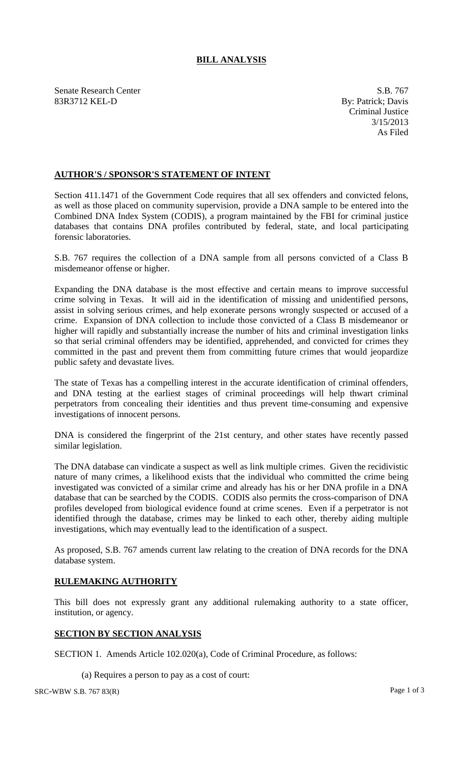# BILL ANALYSIS

Senate Research Center
83R3712 KEL-D

S.B. 767
By: Patrick; Davis
Criminal Justice
3/15/2013
As Filed

## AUTHOR'S / SPONSOR'S STATEMENT OF INTENT

Section 411.1471 of the Government Code requires that all sex offenders and convicted felons, as well as those placed on community supervision, provide a DNA sample to be entered into the Combined DNA Index System (CODIS), a program maintained by the FBI for criminal justice databases that contains DNA profiles contributed by federal, state, and local participating forensic laboratories.

S.B. 767 requires the collection of a DNA sample from all persons convicted of a Class B misdemeanor offense or higher.

Expanding the DNA database is the most effective and certain means to improve successful crime solving in Texas. It will aid in the identification of missing and unidentified persons, assist in solving serious crimes, and help exonerate persons wrongly suspected or accused of a crime. Expansion of DNA collection to include those convicted of a Class B misdemeanor or higher will rapidly and substantially increase the number of hits and criminal investigation links so that serial criminal offenders may be identified, apprehended, and convicted for crimes they committed in the past and prevent them from committing future crimes that would jeopardize public safety and devastate lives.

The state of Texas has a compelling interest in the accurate identification of criminal offenders, and DNA testing at the earliest stages of criminal proceedings will help thwart criminal perpetrators from concealing their identities and thus prevent time-consuming and expensive investigations of innocent persons.

DNA is considered the fingerprint of the 21st century, and other states have recently passed similar legislation.

The DNA database can vindicate a suspect as well as link multiple crimes. Given the recidivistic nature of many crimes, a likelihood exists that the individual who committed the crime being investigated was convicted of a similar crime and already has his or her DNA profile in a DNA database that can be searched by the CODIS. CODIS also permits the cross-comparison of DNA profiles developed from biological evidence found at crime scenes. Even if a perpetrator is not identified through the database, crimes may be linked to each other, thereby aiding multiple investigations, which may eventually lead to the identification of a suspect.

As proposed, S.B. 767 amends current law relating to the creation of DNA records for the DNA database system.

## RULEMAKING AUTHORITY

This bill does not expressly grant any additional rulemaking authority to a state officer, institution, or agency.

## SECTION BY SECTION ANALYSIS

SECTION 1. Amends Article 102.020(a), Code of Criminal Procedure, as follows:

(a) Requires a person to pay as a cost of court: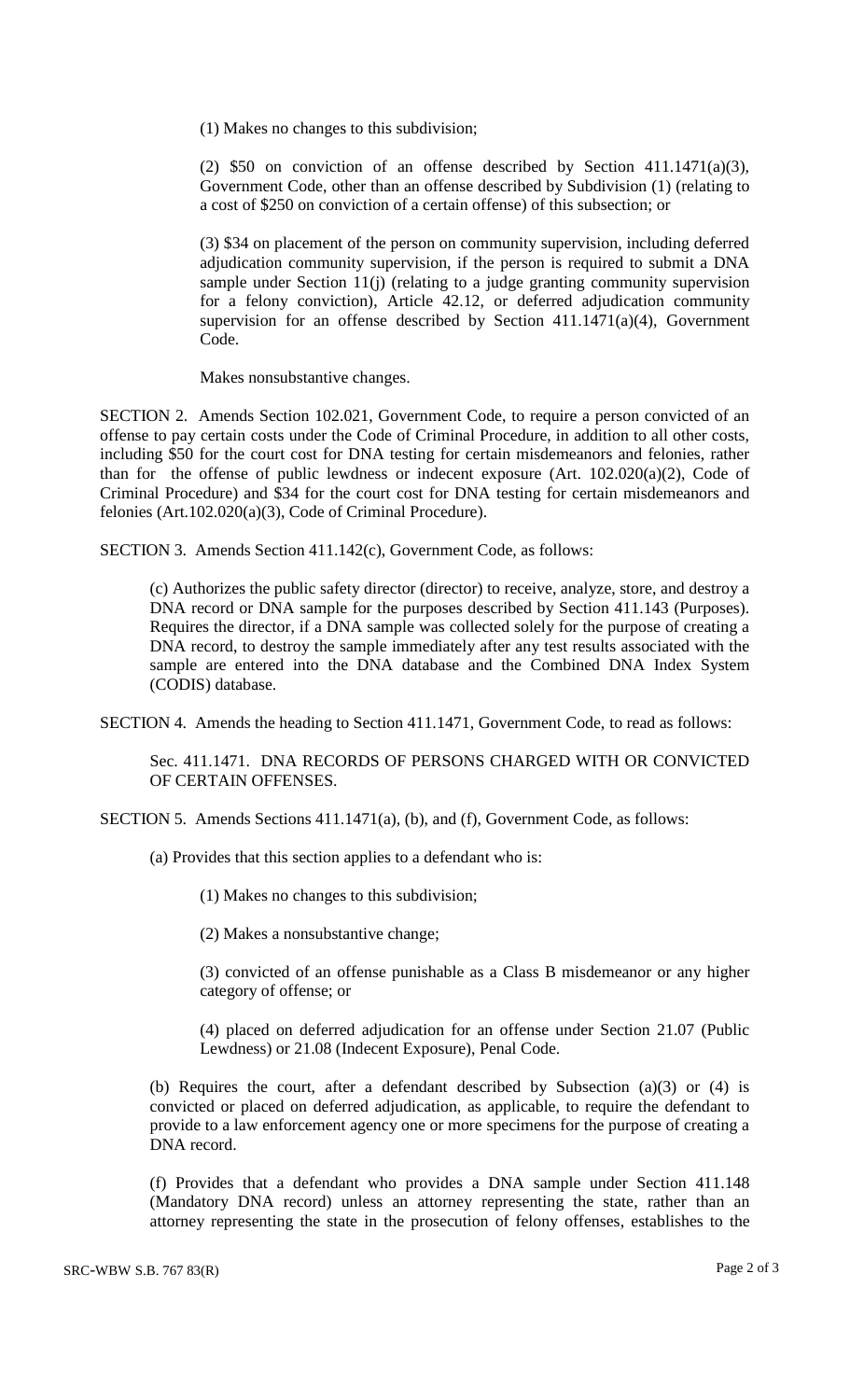(1) Makes no changes to this subdivision;

(2) $50 on conviction of an offense described by Section 411.1471(a)(3), Government Code, other than an offense described by Subdivision (1) (relating to a cost of $250 on conviction of a certain offense) of this subsection; or

(3) $34 on placement of the person on community supervision, including deferred adjudication community supervision, if the person is required to submit a DNA sample under Section 11(j) (relating to a judge granting community supervision for a felony conviction), Article 42.12, or deferred adjudication community supervision for an offense described by Section 411.1471(a)(4), Government Code.

Makes nonsubstantive changes.

SECTION 2. Amends Section 102.021, Government Code, to require a person convicted of an offense to pay certain costs under the Code of Criminal Procedure, in addition to all other costs, including $50 for the court cost for DNA testing for certain misdemeanors and felonies, rather than for the offense of public lewdness or indecent exposure (Art. 102.020(a)(2), Code of Criminal Procedure) and $34 for the court cost for DNA testing for certain misdemeanors and felonies (Art.102.020(a)(3), Code of Criminal Procedure).

SECTION 3. Amends Section 411.142(c), Government Code, as follows:

(c) Authorizes the public safety director (director) to receive, analyze, store, and destroy a DNA record or DNA sample for the purposes described by Section 411.143 (Purposes). Requires the director, if a DNA sample was collected solely for the purpose of creating a DNA record, to destroy the sample immediately after any test results associated with the sample are entered into the DNA database and the Combined DNA Index System (CODIS) database.

SECTION 4. Amends the heading to Section 411.1471, Government Code, to read as follows:

Sec. 411.1471. DNA RECORDS OF PERSONS CHARGED WITH OR CONVICTED OF CERTAIN OFFENSES.

SECTION 5. Amends Sections 411.1471(a), (b), and (f), Government Code, as follows:

(a) Provides that this section applies to a defendant who is:

(1) Makes no changes to this subdivision;

(2) Makes a nonsubstantive change;

(3) convicted of an offense punishable as a Class B misdemeanor or any higher category of offense; or

(4) placed on deferred adjudication for an offense under Section 21.07 (Public Lewdness) or 21.08 (Indecent Exposure), Penal Code.

(b) Requires the court, after a defendant described by Subsection (a)(3) or (4) is convicted or placed on deferred adjudication, as applicable, to require the defendant to provide to a law enforcement agency one or more specimens for the purpose of creating a DNA record.

(f) Provides that a defendant who provides a DNA sample under Section 411.148 (Mandatory DNA record) unless an attorney representing the state, rather than an attorney representing the state in the prosecution of felony offenses, establishes to the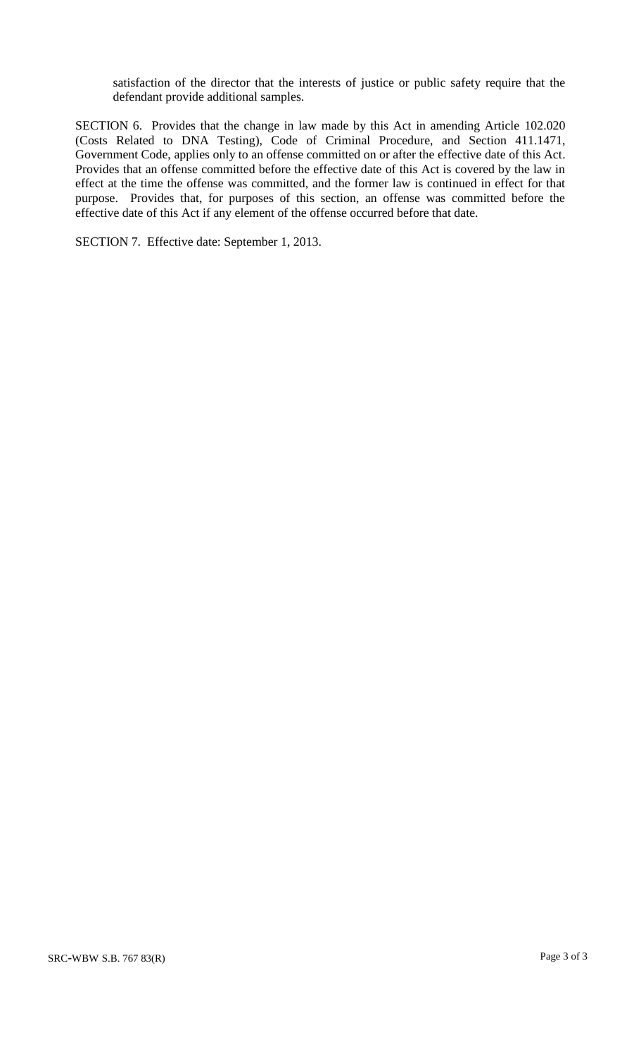satisfaction of the director that the interests of justice or public safety require that the defendant provide additional samples.

SECTION 6. Provides that the change in law made by this Act in amending Article 102.020 (Costs Related to DNA Testing), Code of Criminal Procedure, and Section 411.1471, Government Code, applies only to an offense committed on or after the effective date of this Act. Provides that an offense committed before the effective date of this Act is covered by the law in effect at the time the offense was committed, and the former law is continued in effect for that purpose. Provides that, for purposes of this section, an offense was committed before the effective date of this Act if any element of the offense occurred before that date.

SECTION 7. Effective date: September 1, 2013.